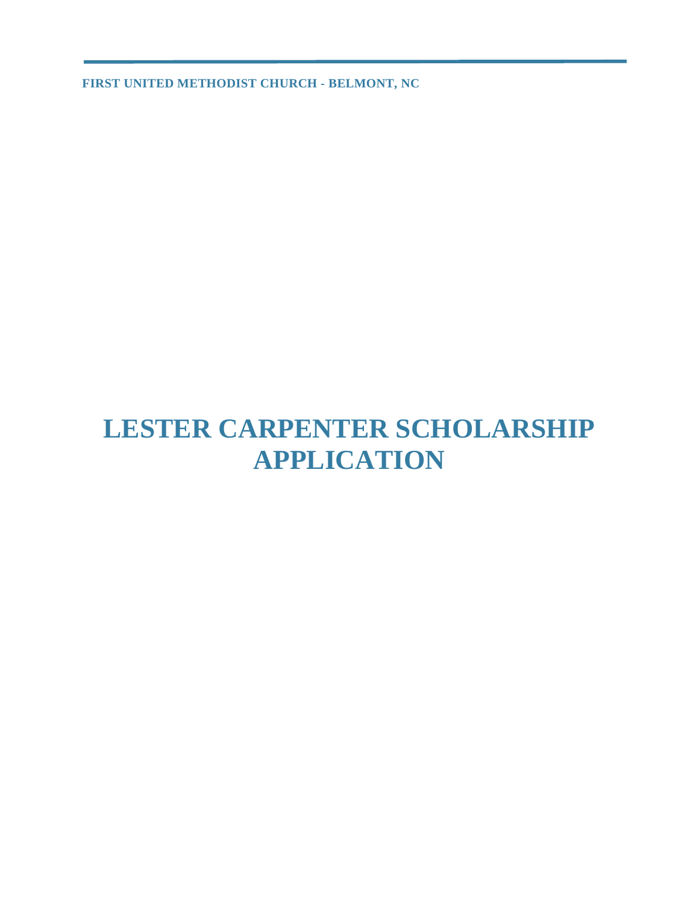**FIRST UNITED METHODIST CHURCH - BELMONT, NC**

# LESTER CARPENTER SCHOLARSHIP APPLICATION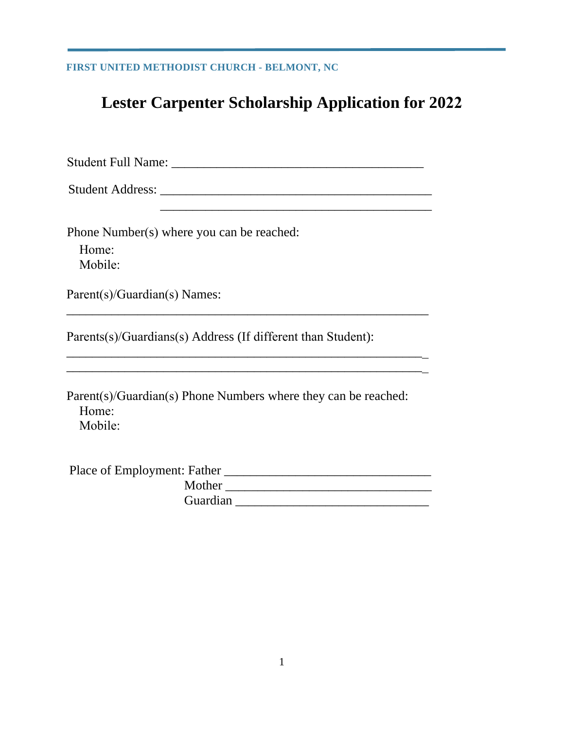FIRST UNITED METHODIST CHURCH - BELMONT, NC

# Lester Carpenter Scholarship Application for 2022

Student Full Name: _______________________________________

Student Address: __________________________________________
__________________________________________

Phone Number(s) where you can be reached:
Home:
Mobile:

Parent(s)/Guardian(s) Names:
________________________________________________________

Parents(s)/Guardians(s) Address (If different than Student):
________________________________________________________
________________________________________________________

Parent(s)/Guardian(s) Phone Numbers where they can be reached:
Home:
Mobile:

Place of Employment: Father ________________________________
Mother ________________________________
Guardian ______________________________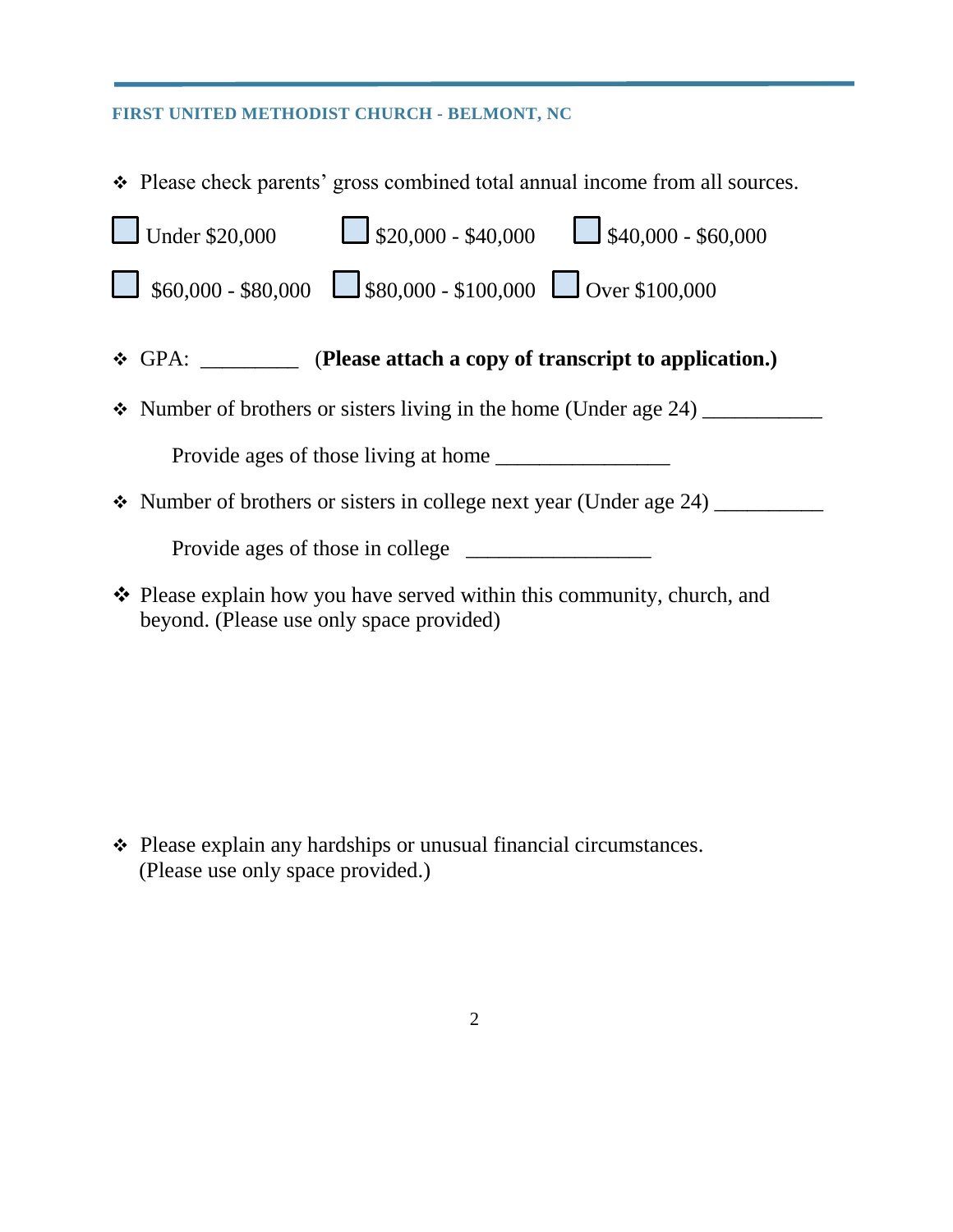- Please check parents' gross combined total annual income from all sources.

☐ Under $20,000 ☐ $20,000 - $40,000 ☐ $40,000 - $60,000

☐ $60,000 - $80,000 ☐ $80,000 - $100,000 ☐ Over $100,000

- GPA: _________ (**Please attach a copy of transcript to application.)**

- Number of brothers or sisters living in the home (Under age 24) ___________

  Provide ages of those living at home ________________

- Number of brothers or sisters in college next year (Under age 24) __________

  Provide ages of those in college _________________

- Please explain how you have served within this community, church, and beyond. (Please use only space provided)

- Please explain any hardships or unusual financial circumstances. (Please use only space provided.)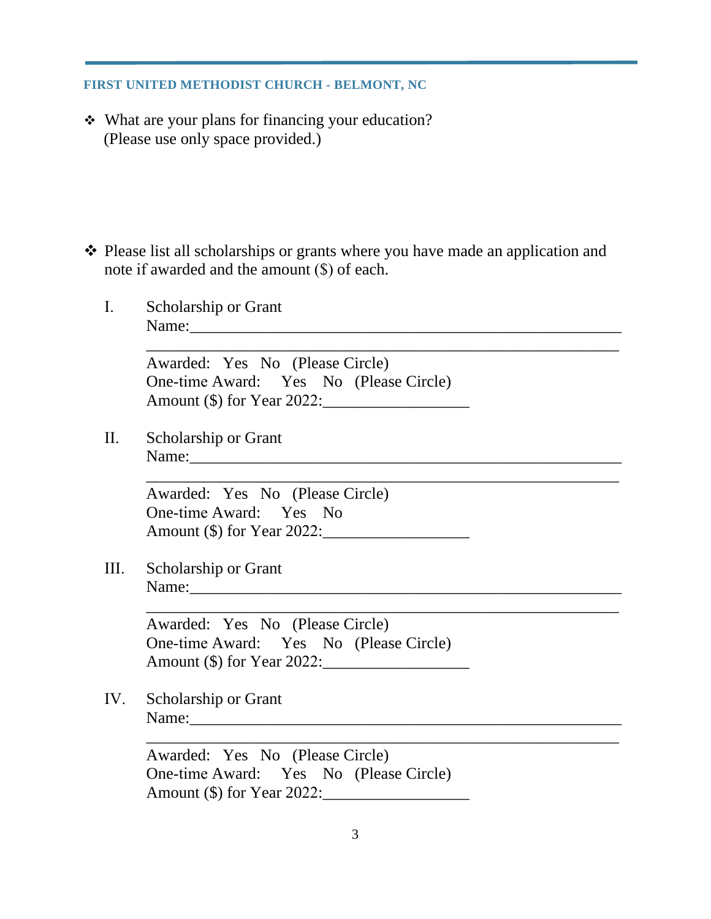**FIRST UNITED METHODIST CHURCH - BELMONT, NC**

❖ What are your plans for financing your education?
(Please use only space provided.)

❖ Please list all scholarships or grants where you have made an application and note if awarded and the amount ($) of each.

I. Scholarship or Grant
Name:_______________________________________________________

_______________________________________________________

Awarded: Yes No (Please Circle)
One-time Award: Yes No (Please Circle)
Amount ($) for Year 2022:__________________

II. Scholarship or Grant
Name:_______________________________________________________

_______________________________________________________

Awarded: Yes No (Please Circle)
One-time Award: Yes No
Amount ($) for Year 2022:__________________

III. Scholarship or Grant
Name:_______________________________________________________

_______________________________________________________

Awarded: Yes No (Please Circle)
One-time Award: Yes No (Please Circle)
Amount ($) for Year 2022:__________________

IV. Scholarship or Grant
Name:_______________________________________________________

_______________________________________________________

Awarded: Yes No (Please Circle)
One-time Award: Yes No (Please Circle)
Amount ($) for Year 2022:__________________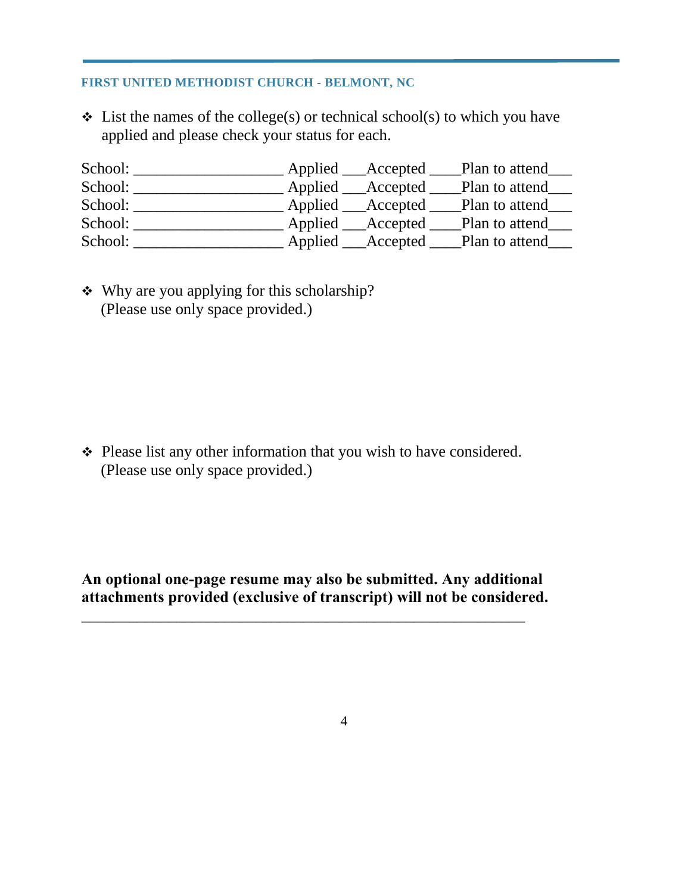FIRST UNITED METHODIST CHURCH - BELMONT, NC

- List the names of the college(s) or technical school(s) to which you have applied and please check your status for each.

School: ___________________ Applied ___Accepted ____Plan to attend___
School: ___________________ Applied ___Accepted ____Plan to attend___
School: ___________________ Applied ___Accepted ____Plan to attend___
School: ___________________ Applied ___Accepted ____Plan to attend___
School: ___________________ Applied ___Accepted ____Plan to attend___

- Why are you applying for this scholarship?
  (Please use only space provided.)

- Please list any other information that you wish to have considered.
  (Please use only space provided.)

**An optional one-page resume may also be submitted. Any additional attachments provided (exclusive of transcript) will not be considered.**

_________________________________________________________